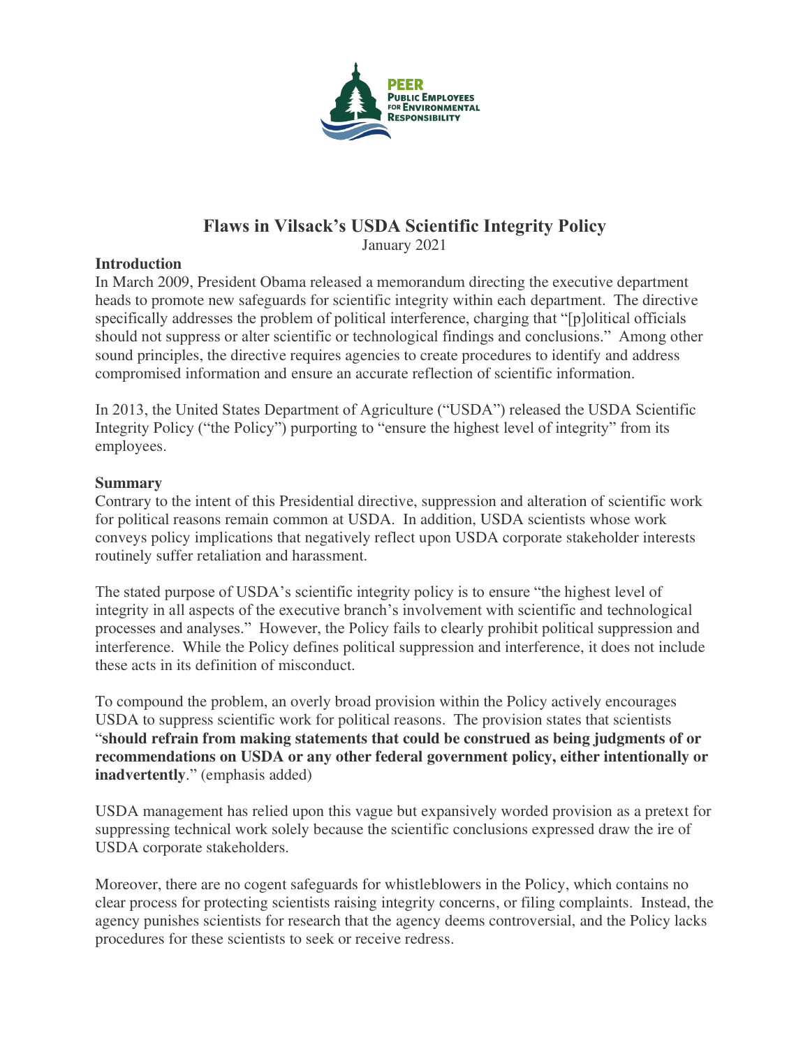# Flaws in Vilsack's USDA Scientific Integrity Policy

January 2021

## Introduction

In March 2009, President Obama released a memorandum directing the executive department heads to promote new safeguards for scientific integrity within each department. The directive specifically addresses the problem of political interference, charging that "[p]olitical officials should not suppress or alter scientific or technological findings and conclusions." Among other sound principles, the directive requires agencies to create procedures to identify and address compromised information and ensure an accurate reflection of scientific information.

In 2013, the United States Department of Agriculture ("USDA") released the USDA Scientific Integrity Policy ("the Policy") purporting to "ensure the highest level of integrity" from its employees.

## Summary

Contrary to the intent of this Presidential directive, suppression and alteration of scientific work for political reasons remain common at USDA. In addition, USDA scientists whose work conveys policy implications that negatively reflect upon USDA corporate stakeholder interests routinely suffer retaliation and harassment.

The stated purpose of USDA's scientific integrity policy is to ensure "the highest level of integrity in all aspects of the executive branch's involvement with scientific and technological processes and analyses." However, the Policy fails to clearly prohibit political suppression and interference. While the Policy defines political suppression and interference, it does not include these acts in its definition of misconduct.

To compound the problem, an overly broad provision within the Policy actively encourages USDA to suppress scientific work for political reasons. The provision states that scientists "**should refrain from making statements that could be construed as being judgments of or recommendations on USDA or any other federal government policy, either intentionally or inadvertently**." (emphasis added)

USDA management has relied upon this vague but expansively worded provision as a pretext for suppressing technical work solely because the scientific conclusions expressed draw the ire of USDA corporate stakeholders.

Moreover, there are no cogent safeguards for whistleblowers in the Policy, which contains no clear process for protecting scientists raising integrity concerns, or filing complaints. Instead, the agency punishes scientists for research that the agency deems controversial, and the Policy lacks procedures for these scientists to seek or receive redress.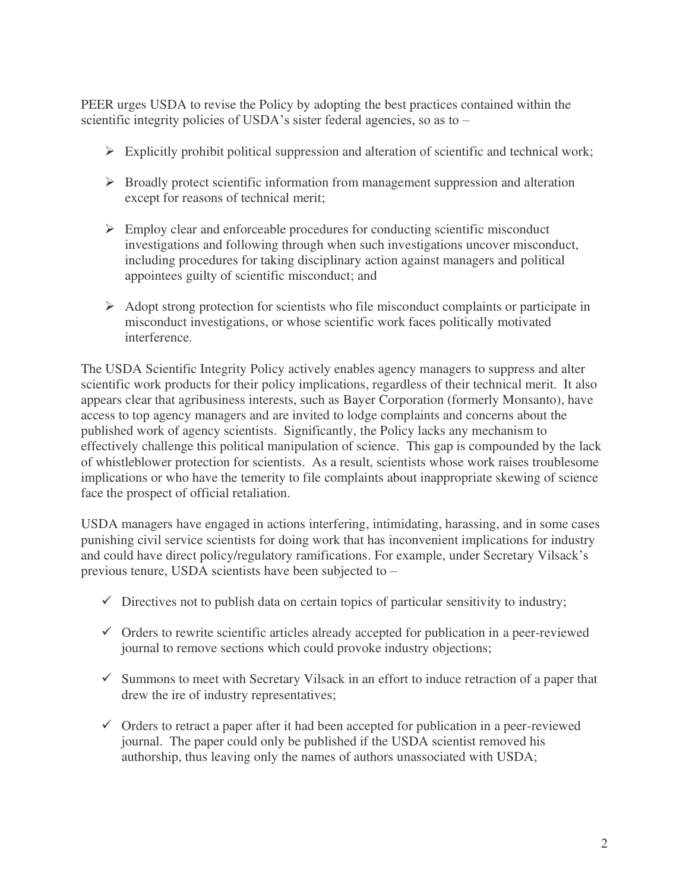PEER urges USDA to revise the Policy by adopting the best practices contained within the scientific integrity policies of USDA's sister federal agencies, so as to –

- Explicitly prohibit political suppression and alteration of scientific and technical work;
- Broadly protect scientific information from management suppression and alteration except for reasons of technical merit;
- Employ clear and enforceable procedures for conducting scientific misconduct investigations and following through when such investigations uncover misconduct, including procedures for taking disciplinary action against managers and political appointees guilty of scientific misconduct; and
- Adopt strong protection for scientists who file misconduct complaints or participate in misconduct investigations, or whose scientific work faces politically motivated interference.

The USDA Scientific Integrity Policy actively enables agency managers to suppress and alter scientific work products for their policy implications, regardless of their technical merit. It also appears clear that agribusiness interests, such as Bayer Corporation (formerly Monsanto), have access to top agency managers and are invited to lodge complaints and concerns about the published work of agency scientists. Significantly, the Policy lacks any mechanism to effectively challenge this political manipulation of science. This gap is compounded by the lack of whistleblower protection for scientists. As a result, scientists whose work raises troublesome implications or who have the temerity to file complaints about inappropriate skewing of science face the prospect of official retaliation.

USDA managers have engaged in actions interfering, intimidating, harassing, and in some cases punishing civil service scientists for doing work that has inconvenient implications for industry and could have direct policy/regulatory ramifications. For example, under Secretary Vilsack's previous tenure, USDA scientists have been subjected to –

- Directives not to publish data on certain topics of particular sensitivity to industry;
- Orders to rewrite scientific articles already accepted for publication in a peer-reviewed journal to remove sections which could provoke industry objections;
- Summons to meet with Secretary Vilsack in an effort to induce retraction of a paper that drew the ire of industry representatives;
- Orders to retract a paper after it had been accepted for publication in a peer-reviewed journal. The paper could only be published if the USDA scientist removed his authorship, thus leaving only the names of authors unassociated with USDA;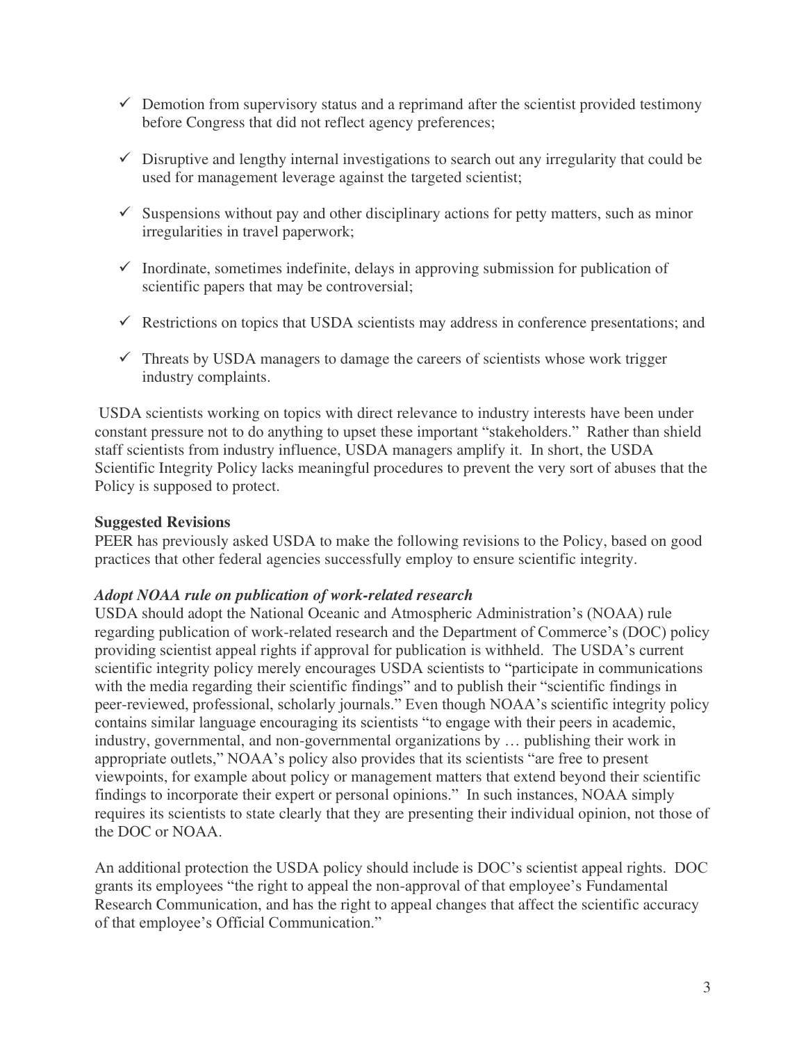- ✓ Demotion from supervisory status and a reprimand after the scientist provided testimony before Congress that did not reflect agency preferences;

- ✓ Disruptive and lengthy internal investigations to search out any irregularity that could be used for management leverage against the targeted scientist;

- ✓ Suspensions without pay and other disciplinary actions for petty matters, such as minor irregularities in travel paperwork;

- ✓ Inordinate, sometimes indefinite, delays in approving submission for publication of scientific papers that may be controversial;

- ✓ Restrictions on topics that USDA scientists may address in conference presentations; and

- ✓ Threats by USDA managers to damage the careers of scientists whose work trigger industry complaints.

USDA scientists working on topics with direct relevance to industry interests have been under constant pressure not to do anything to upset these important "stakeholders." Rather than shield staff scientists from industry influence, USDA managers amplify it. In short, the USDA Scientific Integrity Policy lacks meaningful procedures to prevent the very sort of abuses that the Policy is supposed to protect.

**Suggested Revisions**

PEER has previously asked USDA to make the following revisions to the Policy, based on good practices that other federal agencies successfully employ to ensure scientific integrity.

***Adopt NOAA rule on publication of work-related research***

USDA should adopt the National Oceanic and Atmospheric Administration's (NOAA) rule regarding publication of work-related research and the Department of Commerce's (DOC) policy providing scientist appeal rights if approval for publication is withheld. The USDA's current scientific integrity policy merely encourages USDA scientists to "participate in communications with the media regarding their scientific findings" and to publish their "scientific findings in peer-reviewed, professional, scholarly journals." Even though NOAA's scientific integrity policy contains similar language encouraging its scientists "to engage with their peers in academic, industry, governmental, and non-governmental organizations by … publishing their work in appropriate outlets," NOAA's policy also provides that its scientists "are free to present viewpoints, for example about policy or management matters that extend beyond their scientific findings to incorporate their expert or personal opinions." In such instances, NOAA simply requires its scientists to state clearly that they are presenting their individual opinion, not those of the DOC or NOAA.

An additional protection the USDA policy should include is DOC's scientist appeal rights. DOC grants its employees "the right to appeal the non-approval of that employee's Fundamental Research Communication, and has the right to appeal changes that affect the scientific accuracy of that employee's Official Communication."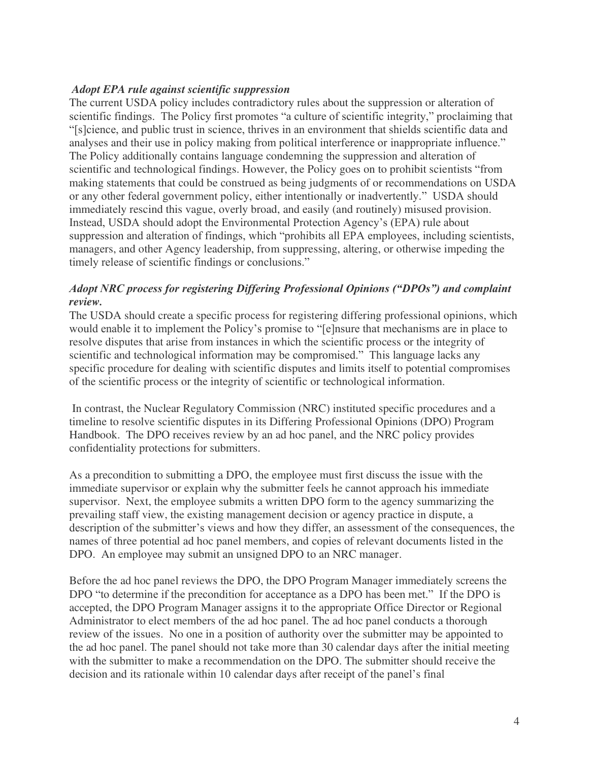***Adopt EPA rule against scientific suppression***

The current USDA policy includes contradictory rules about the suppression or alteration of scientific findings. The Policy first promotes "a culture of scientific integrity," proclaiming that "[s]cience, and public trust in science, thrives in an environment that shields scientific data and analyses and their use in policy making from political interference or inappropriate influence." The Policy additionally contains language condemning the suppression and alteration of scientific and technological findings. However, the Policy goes on to prohibit scientists "from making statements that could be construed as being judgments of or recommendations on USDA or any other federal government policy, either intentionally or inadvertently." USDA should immediately rescind this vague, overly broad, and easily (and routinely) misused provision. Instead, USDA should adopt the Environmental Protection Agency's (EPA) rule about suppression and alteration of findings, which "prohibits all EPA employees, including scientists, managers, and other Agency leadership, from suppressing, altering, or otherwise impeding the timely release of scientific findings or conclusions."

***Adopt NRC process for registering Differing Professional Opinions ("DPOs") and complaint review.***

The USDA should create a specific process for registering differing professional opinions, which would enable it to implement the Policy's promise to "[e]nsure that mechanisms are in place to resolve disputes that arise from instances in which the scientific process or the integrity of scientific and technological information may be compromised." This language lacks any specific procedure for dealing with scientific disputes and limits itself to potential compromises of the scientific process or the integrity of scientific or technological information.

In contrast, the Nuclear Regulatory Commission (NRC) instituted specific procedures and a timeline to resolve scientific disputes in its Differing Professional Opinions (DPO) Program Handbook. The DPO receives review by an ad hoc panel, and the NRC policy provides confidentiality protections for submitters.

As a precondition to submitting a DPO, the employee must first discuss the issue with the immediate supervisor or explain why the submitter feels he cannot approach his immediate supervisor. Next, the employee submits a written DPO form to the agency summarizing the prevailing staff view, the existing management decision or agency practice in dispute, a description of the submitter's views and how they differ, an assessment of the consequences, the names of three potential ad hoc panel members, and copies of relevant documents listed in the DPO. An employee may submit an unsigned DPO to an NRC manager.

Before the ad hoc panel reviews the DPO, the DPO Program Manager immediately screens the DPO "to determine if the precondition for acceptance as a DPO has been met." If the DPO is accepted, the DPO Program Manager assigns it to the appropriate Office Director or Regional Administrator to elect members of the ad hoc panel. The ad hoc panel conducts a thorough review of the issues. No one in a position of authority over the submitter may be appointed to the ad hoc panel. The panel should not take more than 30 calendar days after the initial meeting with the submitter to make a recommendation on the DPO. The submitter should receive the decision and its rationale within 10 calendar days after receipt of the panel's final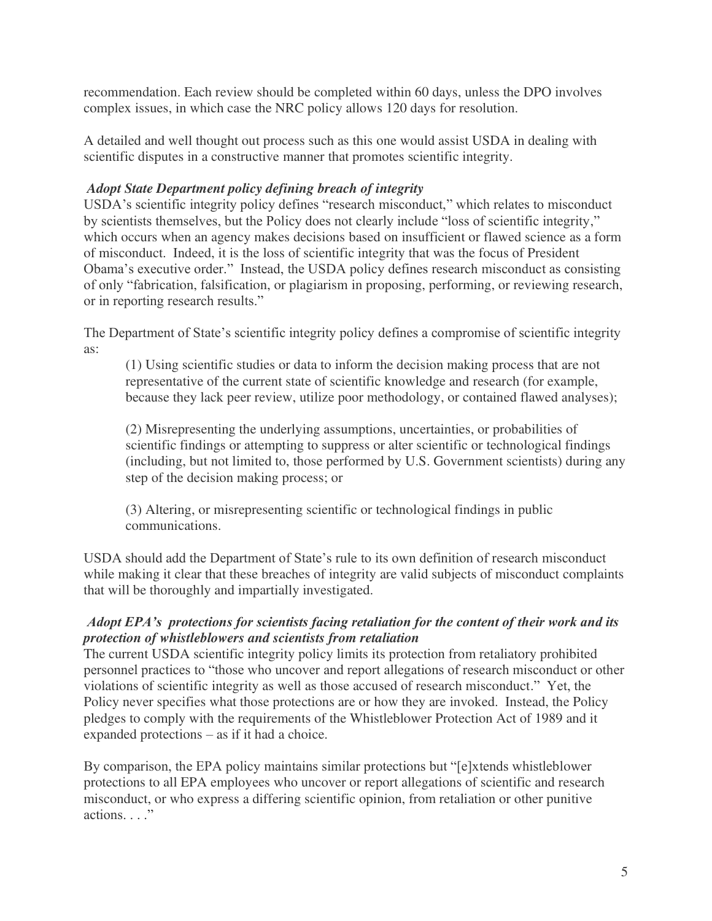recommendation. Each review should be completed within 60 days, unless the DPO involves complex issues, in which case the NRC policy allows 120 days for resolution.

A detailed and well thought out process such as this one would assist USDA in dealing with scientific disputes in a constructive manner that promotes scientific integrity.

***Adopt State Department policy defining breach of integrity***

USDA's scientific integrity policy defines "research misconduct," which relates to misconduct by scientists themselves, but the Policy does not clearly include "loss of scientific integrity," which occurs when an agency makes decisions based on insufficient or flawed science as a form of misconduct. Indeed, it is the loss of scientific integrity that was the focus of President Obama's executive order." Instead, the USDA policy defines research misconduct as consisting of only "fabrication, falsification, or plagiarism in proposing, performing, or reviewing research, or in reporting research results."

The Department of State's scientific integrity policy defines a compromise of scientific integrity as:

> (1) Using scientific studies or data to inform the decision making process that are not representative of the current state of scientific knowledge and research (for example, because they lack peer review, utilize poor methodology, or contained flawed analyses);
>
> (2) Misrepresenting the underlying assumptions, uncertainties, or probabilities of scientific findings or attempting to suppress or alter scientific or technological findings (including, but not limited to, those performed by U.S. Government scientists) during any step of the decision making process; or
>
> (3) Altering, or misrepresenting scientific or technological findings in public communications.

USDA should add the Department of State's rule to its own definition of research misconduct while making it clear that these breaches of integrity are valid subjects of misconduct complaints that will be thoroughly and impartially investigated.

***Adopt EPA's protections for scientists facing retaliation for the content of their work and its protection of whistleblowers and scientists from retaliation***

The current USDA scientific integrity policy limits its protection from retaliatory prohibited personnel practices to "those who uncover and report allegations of research misconduct or other violations of scientific integrity as well as those accused of research misconduct." Yet, the Policy never specifies what those protections are or how they are invoked. Instead, the Policy pledges to comply with the requirements of the Whistleblower Protection Act of 1989 and it expanded protections – as if it had a choice.

By comparison, the EPA policy maintains similar protections but "[e]xtends whistleblower protections to all EPA employees who uncover or report allegations of scientific and research misconduct, or who express a differing scientific opinion, from retaliation or other punitive actions. . . ."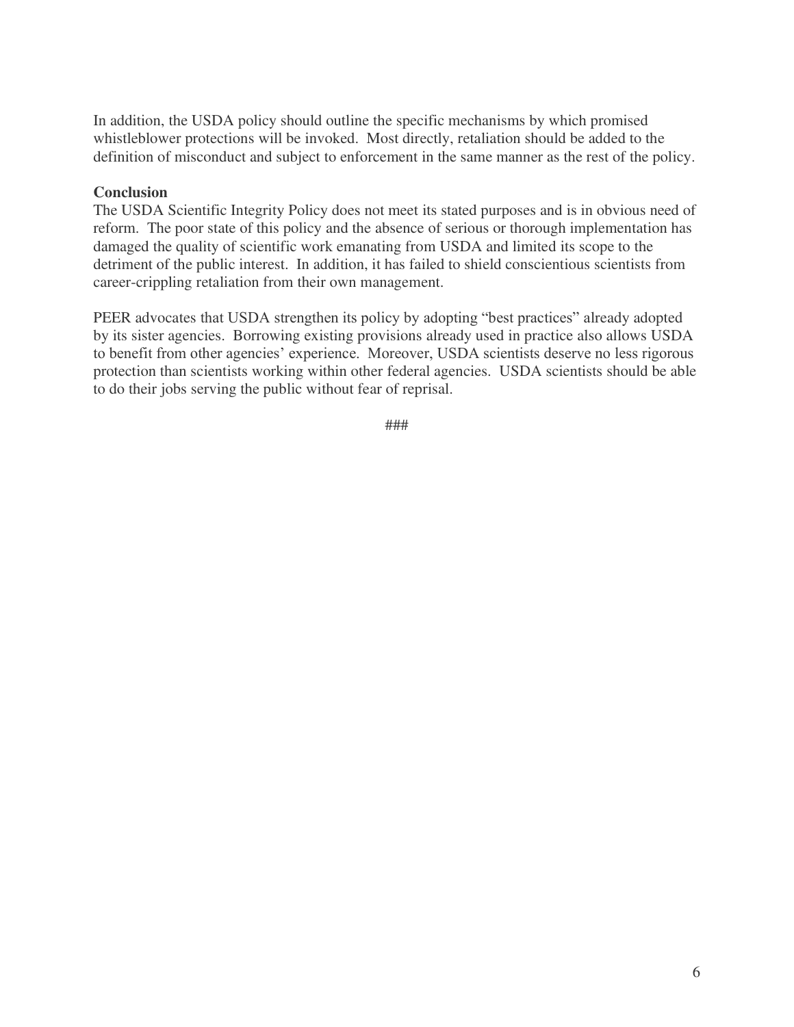In addition, the USDA policy should outline the specific mechanisms by which promised whistleblower protections will be invoked. Most directly, retaliation should be added to the definition of misconduct and subject to enforcement in the same manner as the rest of the policy.

**Conclusion**

The USDA Scientific Integrity Policy does not meet its stated purposes and is in obvious need of reform. The poor state of this policy and the absence of serious or thorough implementation has damaged the quality of scientific work emanating from USDA and limited its scope to the detriment of the public interest. In addition, it has failed to shield conscientious scientists from career-crippling retaliation from their own management.

PEER advocates that USDA strengthen its policy by adopting "best practices" already adopted by its sister agencies. Borrowing existing provisions already used in practice also allows USDA to benefit from other agencies' experience. Moreover, USDA scientists deserve no less rigorous protection than scientists working within other federal agencies. USDA scientists should be able to do their jobs serving the public without fear of reprisal.

###